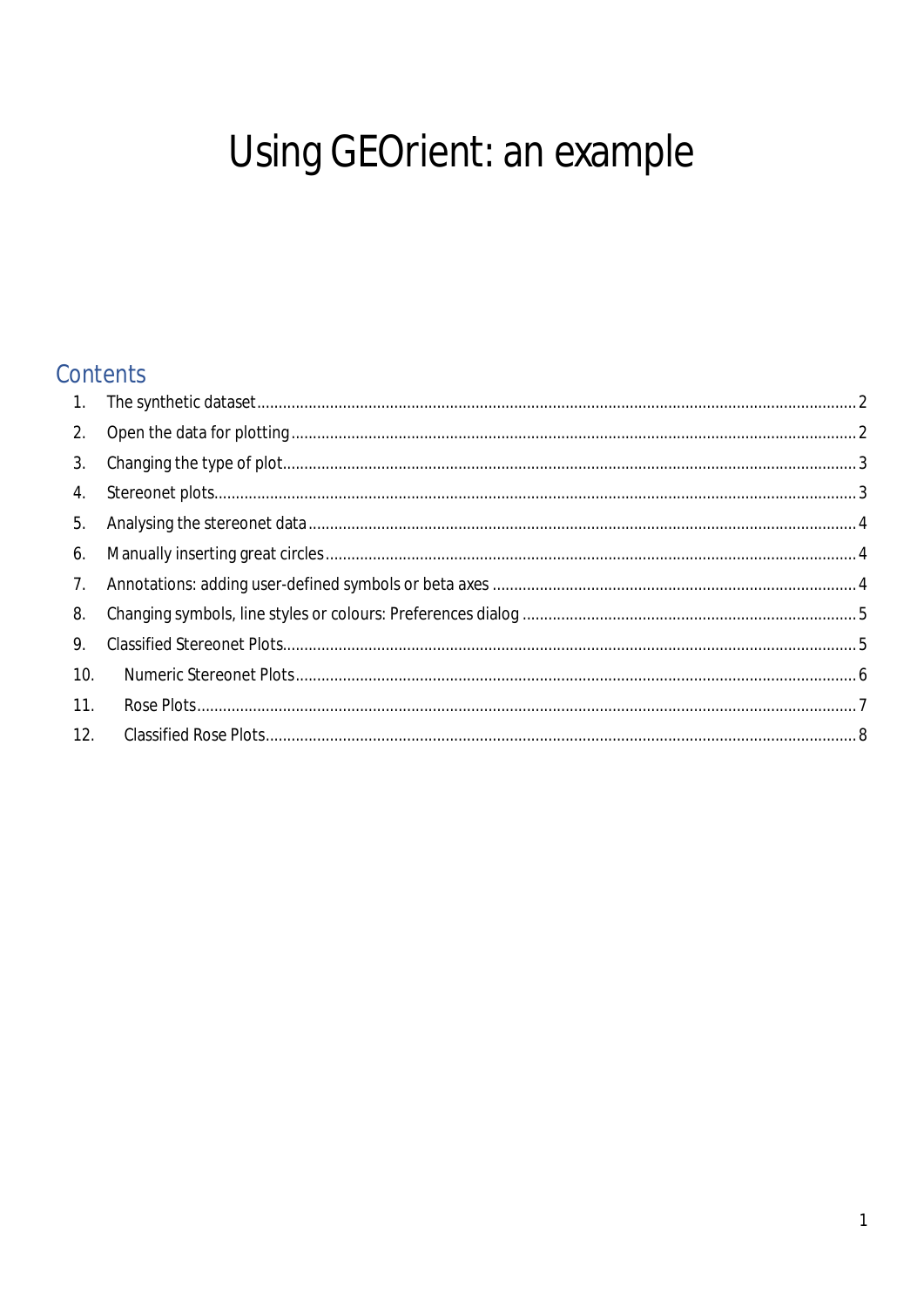# Using GEOrient: an example

## Contents

1. The synthetic dataset .......... 2
2. Open the data for plotting .......... 2
3. Changing the type of plot .......... 3
4. Stereonet plots .......... 3
5. Analysing the stereonet data .......... 4
6. Manually inserting great circles .......... 4
7. Annotations: adding user-defined symbols or beta axes .......... 4
8. Changing symbols, line styles or colours: Preferences dialog .......... 5
9. Classified Stereonet Plots .......... 5
10. Numeric Stereonet Plots .......... 6
11. Rose Plots .......... 7
12. Classified Rose Plots .......... 8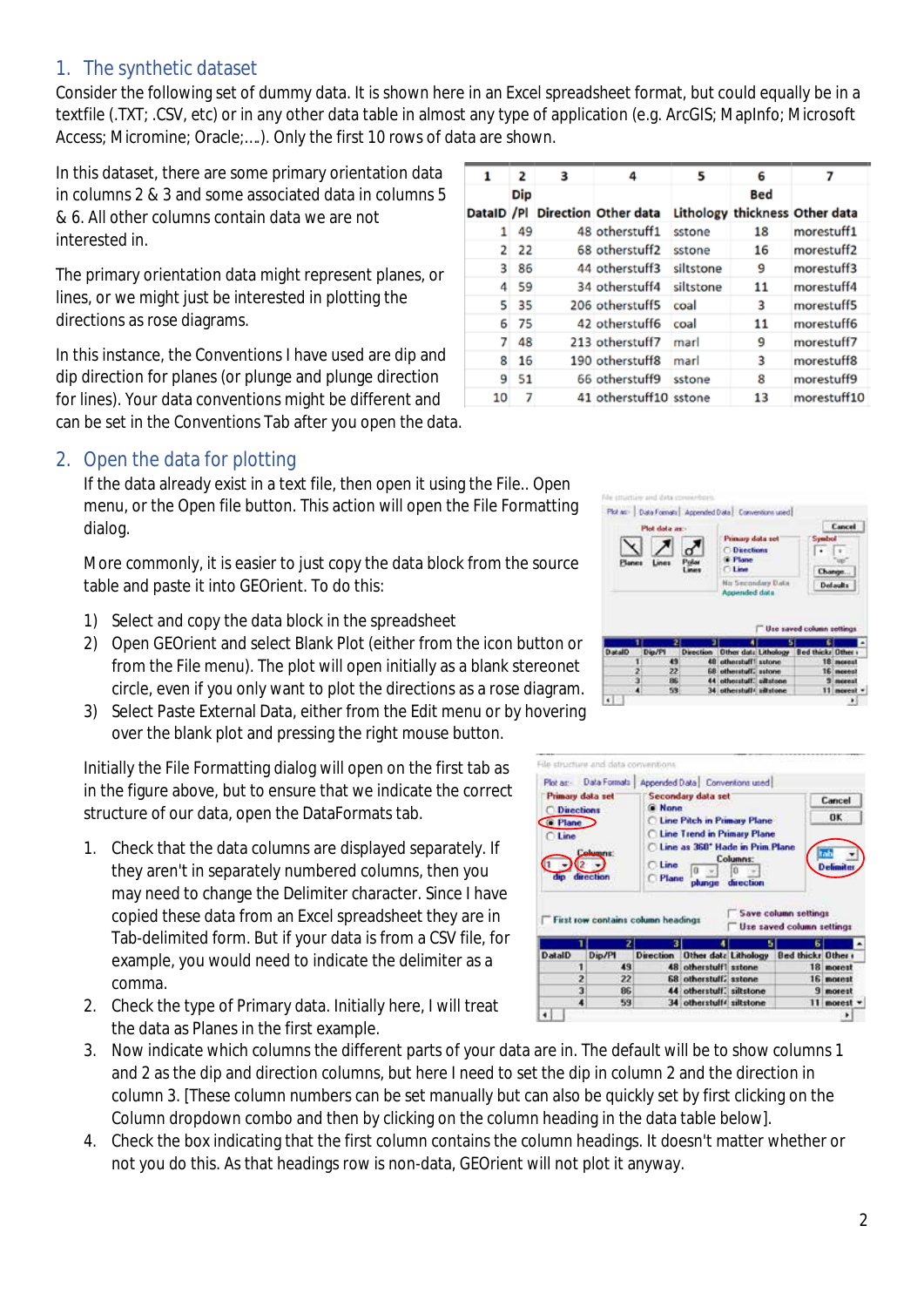## 1. The synthetic dataset

Consider the following set of dummy data. It is shown here in an Excel spreadsheet format, but could equally be in a textfile (.TXT; .CSV, etc) or in any other data table in almost any type of application (e.g. ArcGIS; MapInfo; Microsoft Access; Micromine; Oracle;….). Only the first 10 rows of data are shown.

In this dataset, there are some primary orientation data in columns 2 & 3 and some associated data in columns 5 & 6. All other columns contain data we are not interested in.

The primary orientation data might represent planes, or lines, or we might just be interested in plotting the directions as rose diagrams.

In this instance, the Conventions I have used are dip and dip direction for planes (or plunge and plunge direction for lines). Your data conventions might be different and can be set in the Conventions Tab after you open the data.

| 1 | 2 | 3 | 4 | 5 | 6 | 7 |
|---|---|---|---|---|---|---|
| DataID | Dip /Pl | Direction | Other data | Lithology | Bed thickness | Other data |
| 1 | 49 | 48 | otherstuff1 | sstone | 18 | morestuff1 |
| 2 | 22 | 68 | otherstuff2 | sstone | 16 | morestuff2 |
| 3 | 86 | 44 | otherstuff3 | siltstone | 9 | morestuff3 |
| 4 | 59 | 34 | otherstuff4 | siltstone | 11 | morestuff4 |
| 5 | 35 | 206 | otherstuff5 | coal | 3 | morestuff5 |
| 6 | 75 | 42 | otherstuff6 | coal | 11 | morestuff6 |
| 7 | 48 | 213 | otherstuff7 | marl | 9 | morestuff7 |
| 8 | 16 | 190 | otherstuff8 | marl | 3 | morestuff8 |
| 9 | 51 | 66 | otherstuff9 | sstone | 8 | morestuff9 |
| 10 | 7 | 41 | otherstuff10 | sstone | 13 | morestuff10 |

## 2. Open the data for plotting

If the data already exist in a text file, then open it using the File.. Open menu, or the Open file button. This action will open the File Formatting dialog.

More commonly, it is easier to just copy the data block from the source table and paste it into GEOrient. To do this:

1) Select and copy the data block in the spreadsheet
2) Open GEOrient and select Blank Plot (either from the icon button or from the File menu). The plot will open initially as a blank stereonet circle, even if you only want to plot the directions as a rose diagram.
3) Select Paste External Data, either from the Edit menu or by hovering over the blank plot and pressing the right mouse button.

Initially the File Formatting dialog will open on the first tab as in the figure above, but to ensure that we indicate the correct structure of our data, open the DataFormats tab.

1. Check that the data columns are displayed separately. If they aren't in separately numbered columns, then you may need to change the Delimiter character. Since I have copied these data from an Excel spreadsheet they are in Tab-delimited form. But if your data is from a CSV file, for example, you would need to indicate the delimiter as a comma.
2. Check the type of Primary data. Initially here, I will treat the data as Planes in the first example.
3. Now indicate which columns the different parts of your data are in. The default will be to show columns 1 and 2 as the dip and direction columns, but here I need to set the dip in column 2 and the direction in column 3. [These column numbers can be set manually but can also be quickly set by first clicking on the Column dropdown combo and then by clicking on the column heading in the data table below].
4. Check the box indicating that the first column contains the column headings. It doesn't matter whether or not you do this. As that headings row is non-data, GEOrient will not plot it anyway.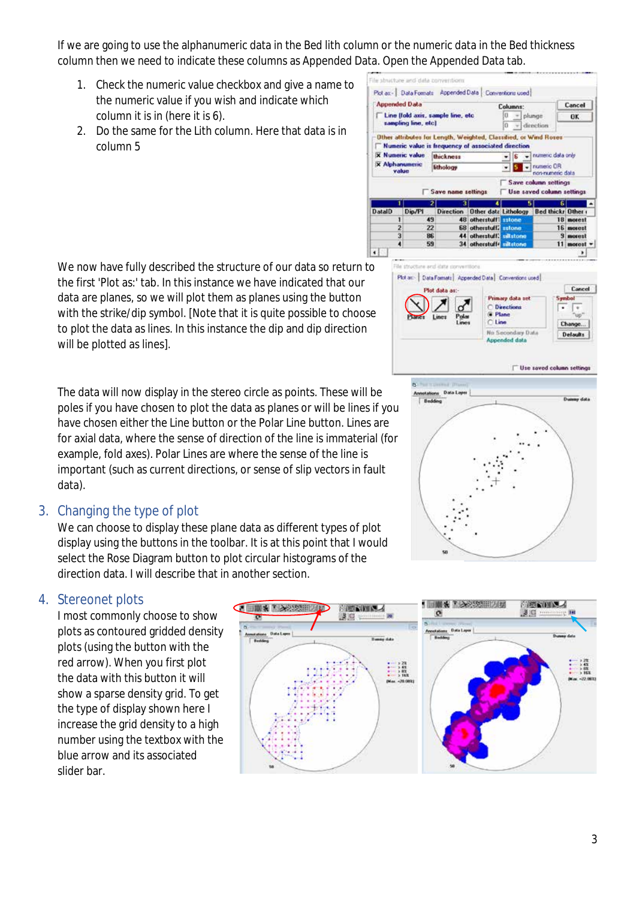If we are going to use the alphanumeric data in the Bed lith column or the numeric data in the Bed thickness column then we need to indicate these columns as Appended Data. Open the Appended Data tab.

1. Check the numeric value checkbox and give a name to the numeric value if you wish and indicate which column it is in (here it is 6).
2. Do the same for the Lith column. Here that data is in column 5

We now have fully described the structure of our data so return to the first 'Plot as:' tab. In this instance we have indicated that our data are planes, so we will plot them as planes using the button with the strike/dip symbol. [Note that it is quite possible to choose to plot the data as lines. In this instance the dip and dip direction will be plotted as lines].

The data will now display in the stereo circle as points. These will be poles if you have chosen to plot the data as planes or will be lines if you have chosen either the Line button or the Polar Line button. Lines are for axial data, where the sense of direction of the line is immaterial (for example, fold axes). Polar Lines are where the sense of the line is important (such as current directions, or sense of slip vectors in fault data).

## 3. Changing the type of plot

We can choose to display these plane data as different types of plot display using the buttons in the toolbar. It is at this point that I would select the Rose Diagram button to plot circular histograms of the direction data. I will describe that in another section.

## 4. Stereonet plots

I most commonly choose to show plots as contoured gridded density plots (using the button with the red arrow). When you first plot the data with this button it will show a sparse density grid. To get the type of display shown here I increase the grid density to a high number using the textbox with the blue arrow and its associated slider bar.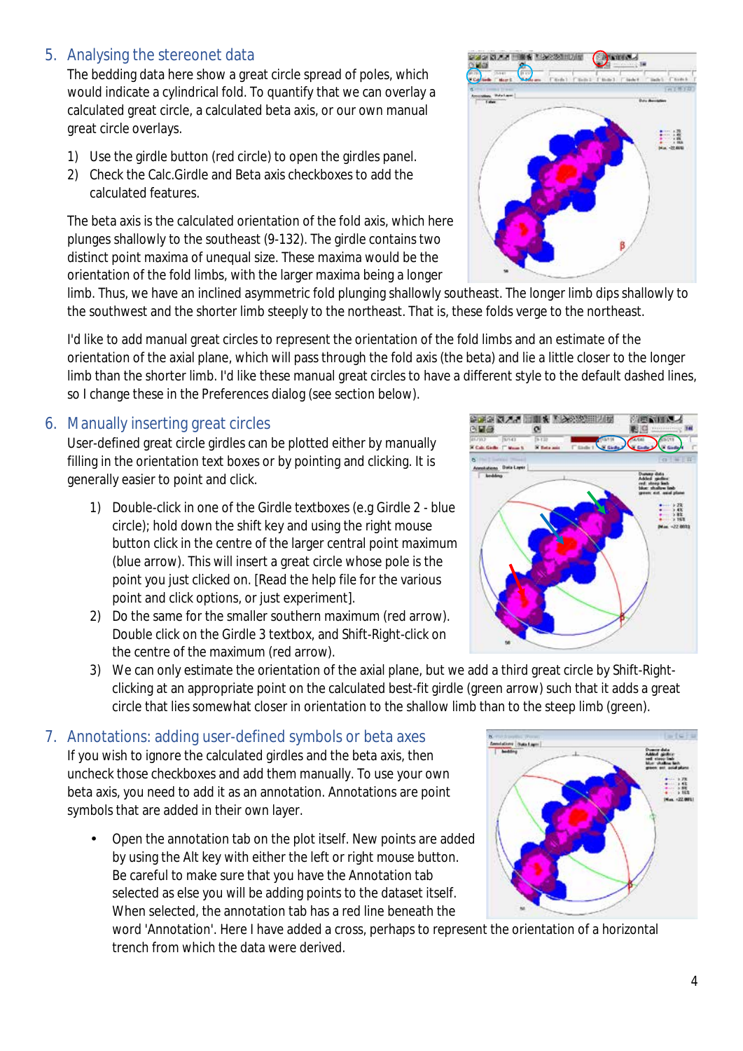## 5. Analysing the stereonet data

The bedding data here show a great circle spread of poles, which would indicate a cylindrical fold. To quantify that we can overlay a calculated great circle, a calculated beta axis, or our own manual great circle overlays.

1) Use the girdle button (red circle) to open the girdles panel.
2) Check the Calc.Girdle and Beta axis checkboxes to add the calculated features.

The beta axis is the calculated orientation of the fold axis, which here plunges shallowly to the southeast (9-132). The girdle contains two distinct point maxima of unequal size. These maxima would be the orientation of the fold limbs, with the larger maxima being a longer limb. Thus, we have an inclined asymmetric fold plunging shallowly southeast. The longer limb dips shallowly to the southwest and the shorter limb steeply to the northeast. That is, these folds verge to the northeast.

I'd like to add manual great circles to represent the orientation of the fold limbs and an estimate of the orientation of the axial plane, which will pass through the fold axis (the beta) and lie a little closer to the longer limb than the shorter limb. I'd like these manual great circles to have a different style to the default dashed lines, so I change these in the Preferences dialog (see section below).

## 6. Manually inserting great circles

User-defined great circle girdles can be plotted either by manually filling in the orientation text boxes or by pointing and clicking. It is generally easier to point and click.

1) Double-click in one of the Girdle textboxes (e.g Girdle 2 - blue circle); hold down the shift key and using the right mouse button click in the centre of the larger central point maximum (blue arrow). This will insert a great circle whose pole is the point you just clicked on. [Read the help file for the various point and click options, or just experiment].
2) Do the same for the smaller southern maximum (red arrow). Double click on the Girdle 3 textbox, and Shift-Right-click on the centre of the maximum (red arrow).
3) We can only estimate the orientation of the axial plane, but we add a third great circle by Shift-Right-clicking at an appropriate point on the calculated best-fit girdle (green arrow) such that it adds a great circle that lies somewhat closer in orientation to the shallow limb than to the steep limb (green).

## 7. Annotations: adding user-defined symbols or beta axes

If you wish to ignore the calculated girdles and the beta axis, then uncheck those checkboxes and add them manually. To use your own beta axis, you need to add it as an annotation. Annotations are point symbols that are added in their own layer.

- Open the annotation tab on the plot itself. New points are added by using the Alt key with either the left or right mouse button. Be careful to make sure that you have the Annotation tab selected as else you will be adding points to the dataset itself. When selected, the annotation tab has a red line beneath the word 'Annotation'. Here I have added a cross, perhaps to represent the orientation of a horizontal trench from which the data were derived.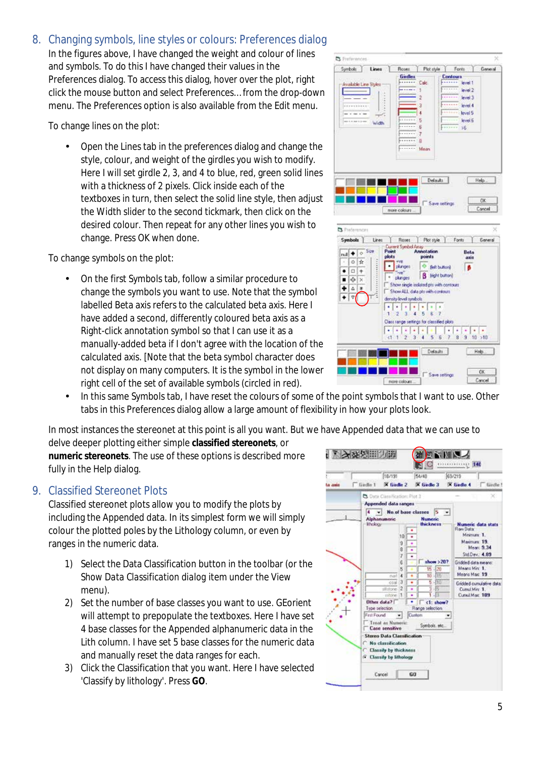## 8. Changing symbols, line styles or colours: Preferences dialog

In the figures above, I have changed the weight and colour of lines and symbols. To do this I have changed their values in the Preferences dialog. To access this dialog, hover over the plot, right click the mouse button and select Preferences... from the drop-down menu. The Preferences option is also available from the Edit menu.

To change lines on the plot:

- Open the Lines tab in the preferences dialog and change the style, colour, and weight of the girdles you wish to modify. Here I will set girdle 2, 3, and 4 to blue, red, green solid lines with a thickness of 2 pixels. Click inside each of the textboxes in turn, then select the solid line style, then adjust the Width slider to the second tickmark, then click on the desired colour. Then repeat for any other lines you wish to change. Press OK when done.

To change symbols on the plot:

- On the first Symbols tab, follow a similar procedure to change the symbols you want to use. Note that the symbol labelled Beta axis refers to the calculated beta axis. Here I have added a second, differently coloured beta axis as a Right-click annotation symbol so that I can use it as a manually-added beta if I don't agree with the location of the calculated axis. [Note that the beta symbol character does not display on many computers. It is the symbol in the lower right cell of the set of available symbols (circled in red).
- In this same Symbols tab, I have reset the colours of some of the point symbols that I want to use. Other tabs in this Preferences dialog allow a large amount of flexibility in how your plots look.

In most instances the stereonet at this point is all you want. But we have Appended data that we can use to delve deeper plotting either simple **classified stereonets**, or **numeric stereonets**. The use of these options is described more fully in the Help dialog.

## 9. Classified Stereonet Plots

Classified stereonet plots allow you to modify the plots by including the Appended data. In its simplest form we will simply colour the plotted poles by the Lithology column, or even by ranges in the numeric data.

1) Select the Data Classification button in the toolbar (or the Show Data Classification dialog item under the View menu).
2) Set the number of base classes you want to use. GEorient will attempt to prepopulate the textboxes. Here I have set 4 base classes for the Appended alphanumeric data in the Lith column. I have set 5 base classes for the numeric data and manually reset the data ranges for each.
3) Click the Classification that you want. Here I have selected 'Classify by lithology'. Press **GO**.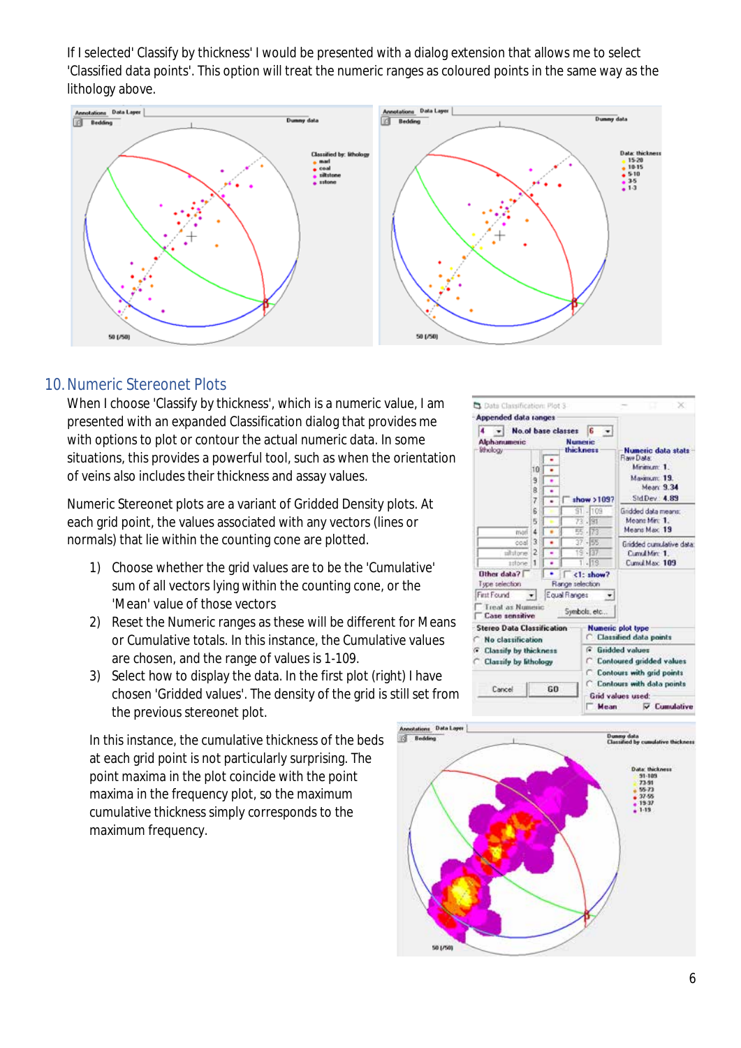If I selected' Classify by thickness' I would be presented with a dialog extension that allows me to select 'Classified data points'. This option will treat the numeric ranges as coloured points in the same way as the lithology above.

## 10. Numeric Stereonet Plots

When I choose 'Classify by thickness', which is a numeric value, I am presented with an expanded Classification dialog that provides me with options to plot or contour the actual numeric data. In some situations, this provides a powerful tool, such as when the orientation of veins also includes their thickness and assay values.

Numeric Stereonet plots are a variant of Gridded Density plots. At each grid point, the values associated with any vectors (lines or normals) that lie within the counting cone are plotted.

1) Choose whether the grid values are to be the 'Cumulative' sum of all vectors lying within the counting cone, or the 'Mean' value of those vectors
2) Reset the Numeric ranges as these will be different for Means or Cumulative totals. In this instance, the Cumulative values are chosen, and the range of values is 1-109.
3) Select how to display the data. In the first plot (right) I have chosen 'Gridded values'. The density of the grid is still set from the previous stereonet plot.

In this instance, the cumulative thickness of the beds at each grid point is not particularly surprising. The point maxima in the plot coincide with the point maxima in the frequency plot, so the maximum cumulative thickness simply corresponds to the maximum frequency.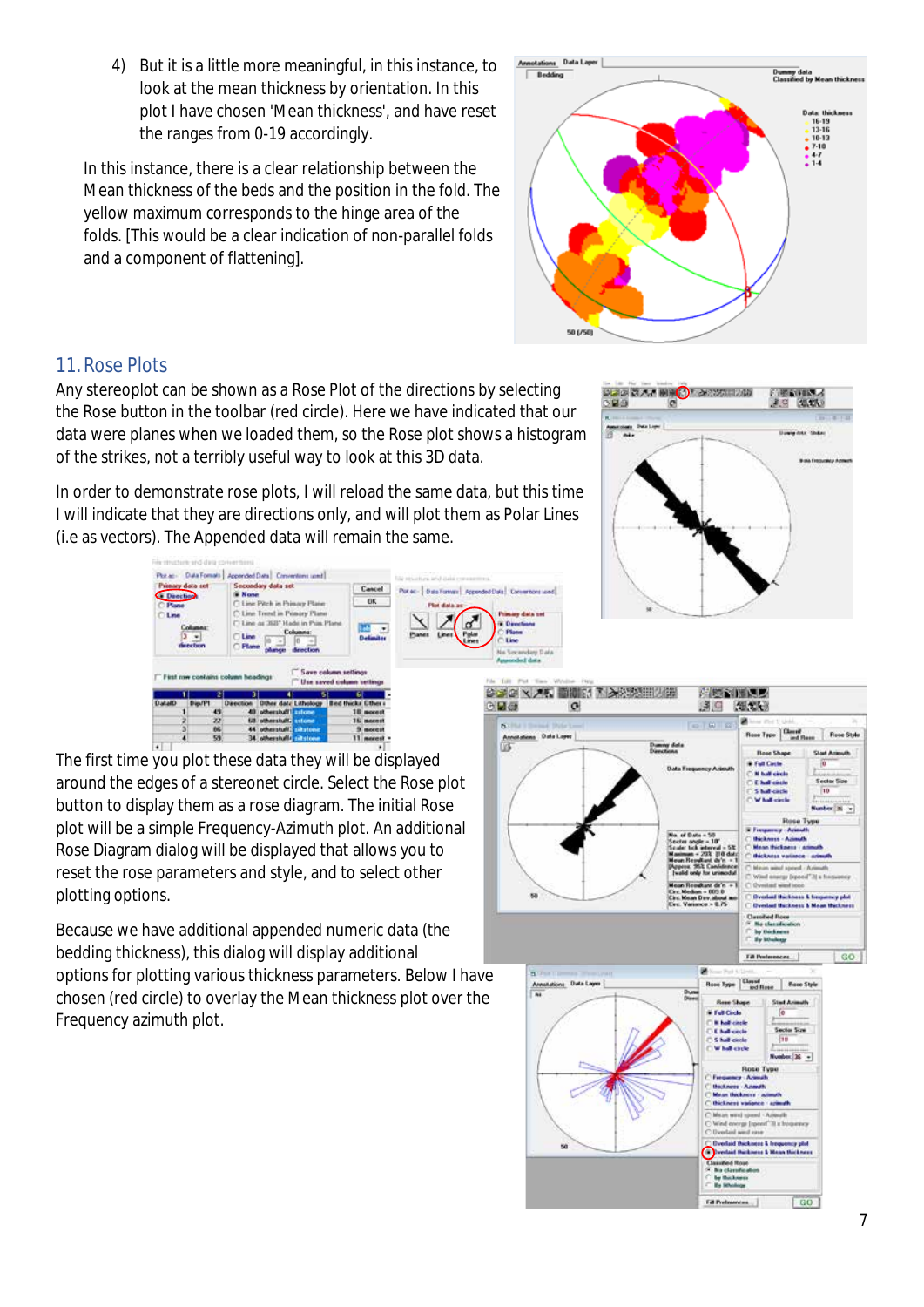4) But it is a little more meaningful, in this instance, to look at the mean thickness by orientation. In this plot I have chosen 'Mean thickness', and have reset the ranges from 0-19 accordingly.

In this instance, there is a clear relationship between the Mean thickness of the beds and the position in the fold. The yellow maximum corresponds to the hinge area of the folds. [This would be a clear indication of non-parallel folds and a component of flattening].

## 11. Rose Plots

Any stereoplot can be shown as a Rose Plot of the directions by selecting the Rose button in the toolbar (red circle). Here we have indicated that our data were planes when we loaded them, so the Rose plot shows a histogram of the strikes, not a terribly useful way to look at this 3D data.

In order to demonstrate rose plots, I will reload the same data, but this time I will indicate that they are directions only, and will plot them as Polar Lines (i.e as vectors). The Appended data will remain the same.

The first time you plot these data they will be displayed around the edges of a stereonet circle. Select the Rose plot button to display them as a rose diagram. The initial Rose plot will be a simple Frequency-Azimuth plot. An additional Rose Diagram dialog will be displayed that allows you to reset the rose parameters and style, and to select other plotting options.

Because we have additional appended numeric data (the bedding thickness), this dialog will display additional options for plotting various thickness parameters. Below I have chosen (red circle) to overlay the Mean thickness plot over the Frequency azimuth plot.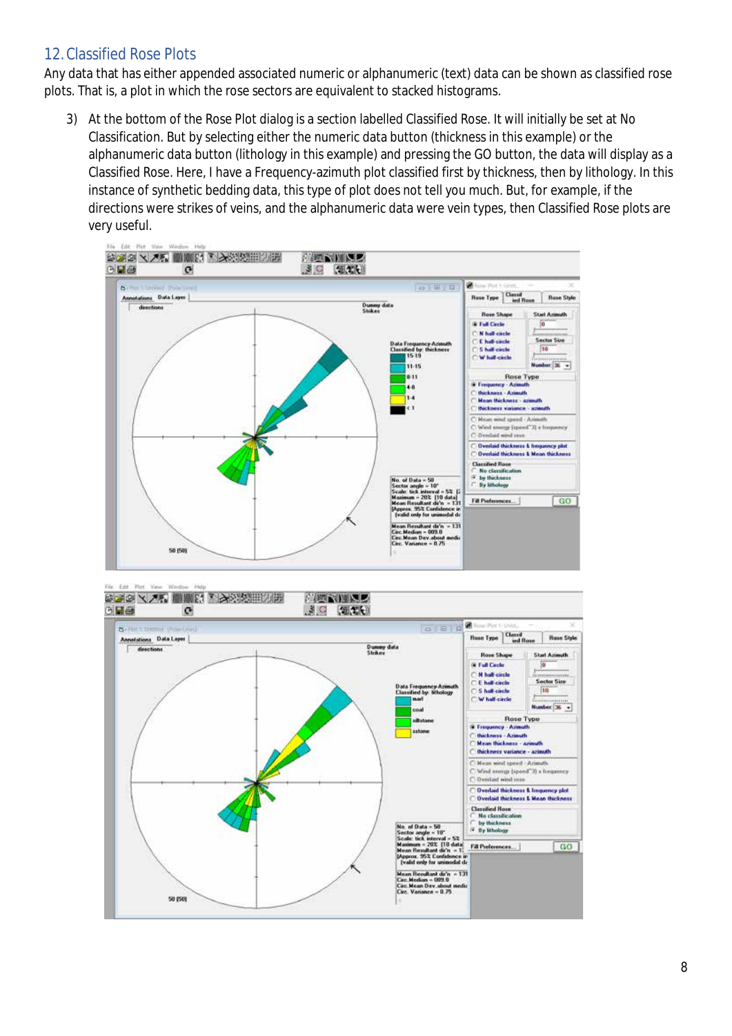## 12. Classified Rose Plots

Any data that has either appended associated numeric or alphanumeric (text) data can be shown as classified rose plots. That is, a plot in which the rose sectors are equivalent to stacked histograms.

3) At the bottom of the Rose Plot dialog is a section labelled Classified Rose. It will initially be set at No Classification. But by selecting either the numeric data button (thickness in this example) or the alphanumeric data button (lithology in this example) and pressing the GO button, the data will display as a Classified Rose. Here, I have a Frequency-azimuth plot classified first by thickness, then by lithology. In this instance of synthetic bedding data, this type of plot does not tell you much. But, for example, if the directions were strikes of veins, and the alphanumeric data were vein types, then Classified Rose plots are very useful.